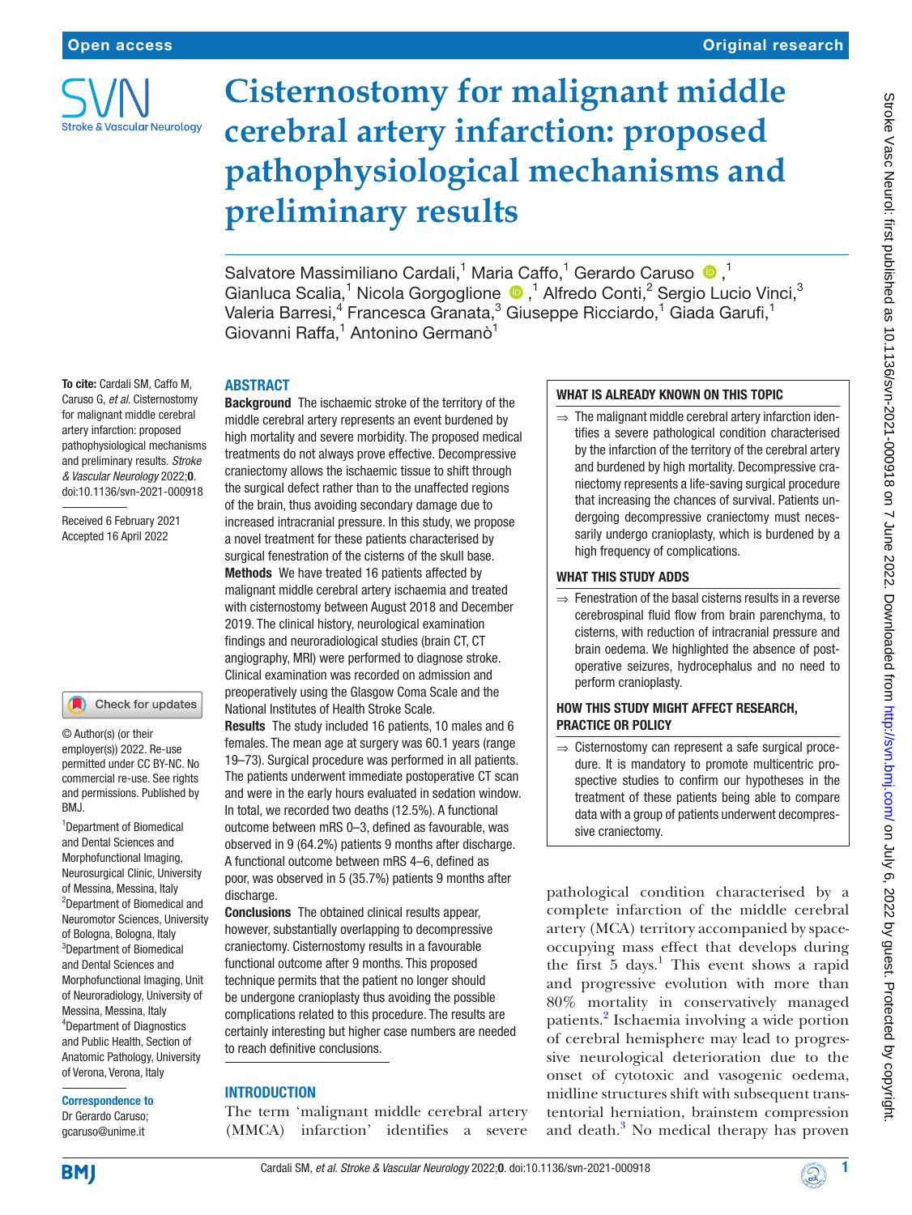# Cisternostomy for malignant middle cerebral artery infarction: proposed pathophysiological mechanisms and preliminary results

Salvatore Massimiliano Cardali,[1] Maria Caffo,[1] Gerardo Caruso,[1] Gianluca Scalia,[1] Nicola Gorgoglione,[1] Alfredo Conti,[2] Sergio Lucio Vinci,[3] Valeria Barresi,[4] Francesca Granata,[3] Giuseppe Ricciardo,[1] Giada Garufi,[1] Giovanni Raffa,[1] Antonino Germanò[1]

**To cite:** Cardali SM, Caffo M, Caruso G, *et al*. Cisternostomy for malignant middle cerebral artery infarction: proposed pathophysiological mechanisms and preliminary results. *Stroke & Vascular Neurology* 2022;**0**. doi:10.1136/svn-2021-000918

Received 6 February 2021
Accepted 16 April 2022

© Author(s) (or their employer(s)) 2022. Re-use permitted under CC BY-NC. No commercial re-use. See rights and permissions. Published by BMJ.

[1]Department of Biomedical and Dental Sciences and Morphofunctional Imaging, Neurosurgical Clinic, University of Messina, Messina, Italy
[2]Department of Biomedical and Neuromotor Sciences, University of Bologna, Bologna, Italy
[3]Department of Biomedical and Dental Sciences and Morphofunctional Imaging, Unit of Neuroradiology, University of Messina, Messina, Italy
[4]Department of Diagnostics and Public Health, Section of Anatomic Pathology, University of Verona, Verona, Italy

**Correspondence to**
Dr Gerardo Caruso; gcaruso@unime.it

## ABSTRACT

**Background** The ischaemic stroke of the territory of the middle cerebral artery represents an event burdened by high mortality and severe morbidity. The proposed medical treatments do not always prove effective. Decompressive craniectomy allows the ischaemic tissue to shift through the surgical defect rather than to the unaffected regions of the brain, thus avoiding secondary damage due to increased intracranial pressure. In this study, we propose a novel treatment for these patients characterised by surgical fenestration of the cisterns of the skull base.

**Methods** We have treated 16 patients affected by malignant middle cerebral artery ischaemia and treated with cisternostomy between August 2018 and December 2019. The clinical history, neurological examination findings and neuroradiological studies (brain CT, CT angiography, MRI) were performed to diagnose stroke. Clinical examination was recorded on admission and preoperatively using the Glasgow Coma Scale and the National Institutes of Health Stroke Scale.

**Results** The study included 16 patients, 10 males and 6 females. The mean age at surgery was 60.1 years (range 19–73). Surgical procedure was performed in all patients. The patients underwent immediate postoperative CT scan and were in the early hours evaluated in sedation window. In total, we recorded two deaths (12.5%). A functional outcome between mRS 0–3, defined as favourable, was observed in 9 (64.2%) patients 9 months after discharge. A functional outcome between mRS 4–6, defined as poor, was observed in 5 (35.7%) patients 9 months after discharge.

**Conclusions** The obtained clinical results appear, however, substantially overlapping to decompressive craniectomy. Cisternostomy results in a favourable functional outcome after 9 months. This proposed technique permits that the patient no longer should be undergone cranioplasty thus avoiding the possible complications related to this procedure. The results are certainly interesting but higher case numbers are needed to reach definitive conclusions.

### WHAT IS ALREADY KNOWN ON THIS TOPIC

⇒ The malignant middle cerebral artery infarction identifies a severe pathological condition characterised by the infarction of the territory of the cerebral artery and burdened by high mortality. Decompressive craniectomy represents a life-saving surgical procedure that increasing the chances of survival. Patients undergoing decompressive craniectomy must necessarily undergo cranioplasty, which is burdened by a high frequency of complications.

### WHAT THIS STUDY ADDS

⇒ Fenestration of the basal cisterns results in a reverse cerebrospinal fluid flow from brain parenchyma, to cisterns, with reduction of intracranial pressure and brain oedema. We highlighted the absence of postoperative seizures, hydrocephalus and no need to perform cranioplasty.

### HOW THIS STUDY MIGHT AFFECT RESEARCH, PRACTICE OR POLICY

⇒ Cisternostomy can represent a safe surgical procedure. It is mandatory to promote multicentric prospective studies to confirm our hypotheses in the treatment of these patients being able to compare data with a group of patients underwent decompressive craniectomy.

## INTRODUCTION

The term 'malignant middle cerebral artery (MMCA) infarction' identifies a severe pathological condition characterised by a complete infarction of the middle cerebral artery (MCA) territory accompanied by space-occupying mass effect that develops during the first 5 days.[1] This event shows a rapid and progressive evolution with more than 80% mortality in conservatively managed patients.[2] Ischaemia involving a wide portion of cerebral hemisphere may lead to progressive neurological deterioration due to the onset of cytotoxic and vasogenic oedema, midline structures shift with subsequent transtentorial herniation, brainstem compression and death.[3] No medical therapy has proven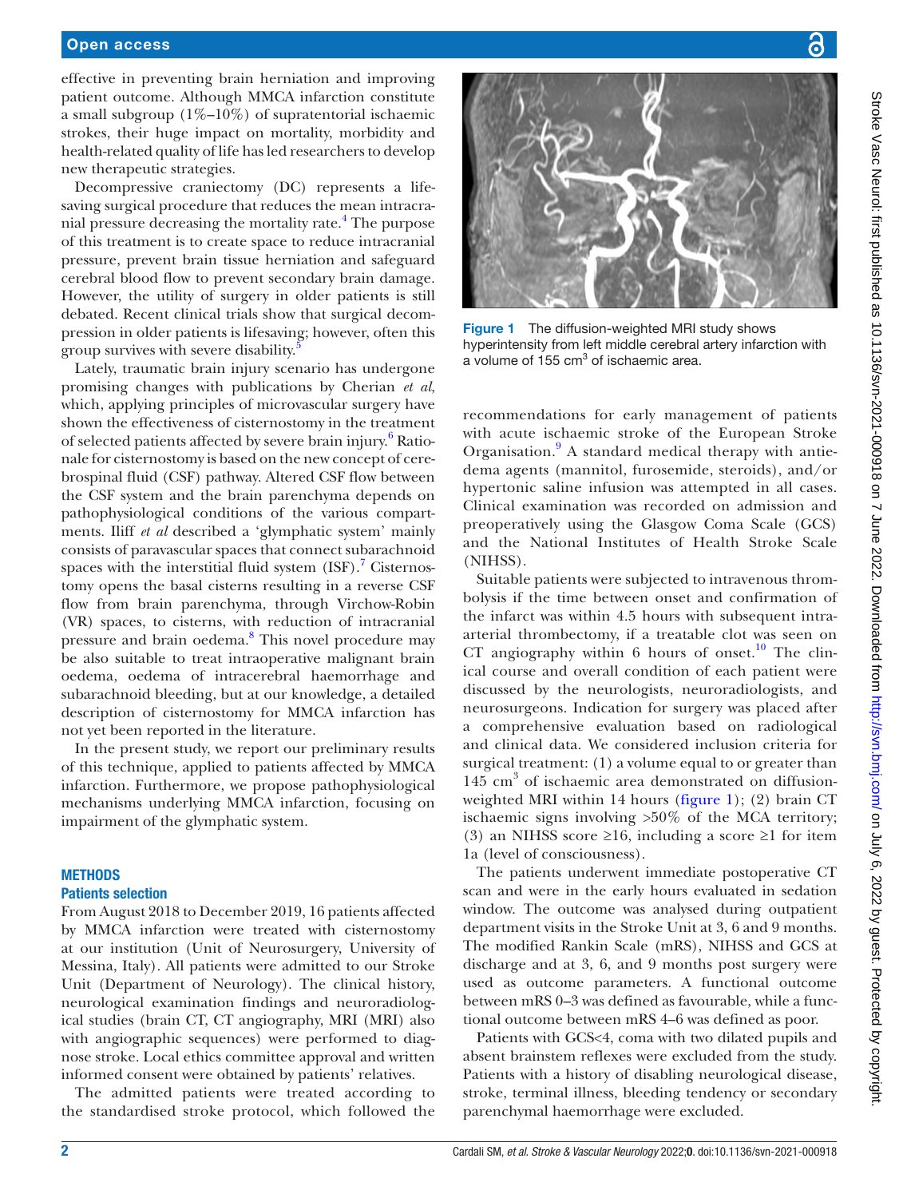effective in preventing brain herniation and improving patient outcome. Although MMCA infarction constitute a small subgroup (1%–10%) of supratentorial ischaemic strokes, their huge impact on mortality, morbidity and health-related quality of life has led researchers to develop new therapeutic strategies.

Decompressive craniectomy (DC) represents a lifesaving surgical procedure that reduces the mean intracranial pressure decreasing the mortality rate.[4] The purpose of this treatment is to create space to reduce intracranial pressure, prevent brain tissue herniation and safeguard cerebral blood flow to prevent secondary brain damage. However, the utility of surgery in older patients is still debated. Recent clinical trials show that surgical decompression in older patients is lifesaving; however, often this group survives with severe disability.[5]

Lately, traumatic brain injury scenario has undergone promising changes with publications by Cherian *et al*, which, applying principles of microvascular surgery have shown the effectiveness of cisternostomy in the treatment of selected patients affected by severe brain injury.[6] Rationale for cisternostomy is based on the new concept of cerebrospinal fluid (CSF) pathway. Altered CSF flow between the CSF system and the brain parenchyma depends on pathophysiological conditions of the various compartments. Iliff *et al* described a 'glymphatic system' mainly consists of paravascular spaces that connect subarachnoid spaces with the interstitial fluid system (ISF).[7] Cisternostomy opens the basal cisterns resulting in a reverse CSF flow from brain parenchyma, through Virchow-Robin (VR) spaces, to cisterns, with reduction of intracranial pressure and brain oedema.[8] This novel procedure may be also suitable to treat intraoperative malignant brain oedema, oedema of intracerebral haemorrhage and subarachnoid bleeding, but at our knowledge, a detailed description of cisternostomy for MMCA infarction has not yet been reported in the literature.

In the present study, we report our preliminary results of this technique, applied to patients affected by MMCA infarction. Furthermore, we propose pathophysiological mechanisms underlying MMCA infarction, focusing on impairment of the glymphatic system.

## METHODS

### Patients selection

From August 2018 to December 2019, 16 patients affected by MMCA infarction were treated with cisternostomy at our institution (Unit of Neurosurgery, University of Messina, Italy). All patients were admitted to our Stroke Unit (Department of Neurology). The clinical history, neurological examination findings and neuroradiological studies (brain CT, CT angiography, MRI (MRI) also with angiographic sequences) were performed to diagnose stroke. Local ethics committee approval and written informed consent were obtained by patients' relatives.

The admitted patients were treated according to the standardised stroke protocol, which followed the recommendations for early management of patients with acute ischaemic stroke of the European Stroke Organisation.[9] A standard medical therapy with antiedema agents (mannitol, furosemide, steroids), and/or hypertonic saline infusion was attempted in all cases. Clinical examination was recorded on admission and preoperatively using the Glasgow Coma Scale (GCS) and the National Institutes of Health Stroke Scale (NIHSS).

Figure 1 The diffusion-weighted MRI study shows hyperintensity from left middle cerebral artery infarction with a volume of 155 $cm^3$ of ischaemic area.

Suitable patients were subjected to intravenous thrombolysis if the time between onset and confirmation of the infarct was within 4.5 hours with subsequent intra-arterial thrombectomy, if a treatable clot was seen on CT angiography within 6 hours of onset.[10] The clinical course and overall condition of each patient were discussed by the neurologists, neuroradiologists, and neurosurgeons. Indication for surgery was placed after a comprehensive evaluation based on radiological and clinical data. We considered inclusion criteria for surgical treatment: (1) a volume equal to or greater than 145 $cm^3$ of ischaemic area demonstrated on diffusion-weighted MRI within 14 hours (figure 1); (2) brain CT ischaemic signs involving >50% of the MCA territory; (3) an NIHSS score ≥16, including a score ≥1 for item 1a (level of consciousness).

The patients underwent immediate postoperative CT scan and were in the early hours evaluated in sedation window. The outcome was analysed during outpatient department visits in the Stroke Unit at 3, 6 and 9 months. The modified Rankin Scale (mRS), NIHSS and GCS at discharge and at 3, 6, and 9 months post surgery were used as outcome parameters. A functional outcome between mRS 0–3 was defined as favourable, while a functional outcome between mRS 4–6 was defined as poor.

Patients with GCS<4, coma with two dilated pupils and absent brainstem reflexes were excluded from the study. Patients with a history of disabling neurological disease, stroke, terminal illness, bleeding tendency or secondary parenchymal haemorrhage were excluded.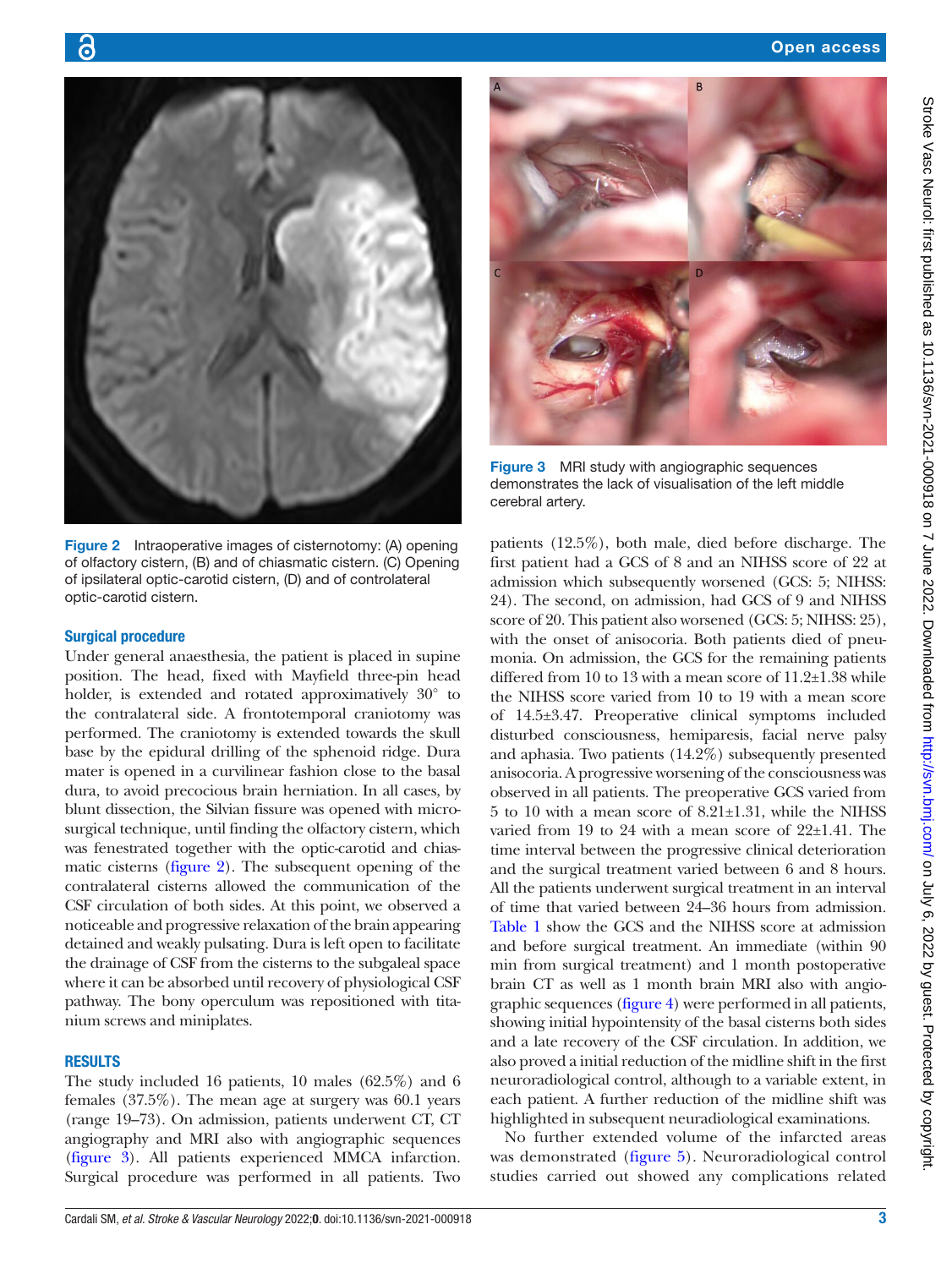Figure 2 Intraoperative images of cisternotomy: (A) opening of olfactory cistern, (B) and of chiasmatic cistern. (C) Opening of ipsilateral optic-carotid cistern, (D) and of controlateral optic-carotid cistern.

Figure 3 MRI study with angiographic sequences demonstrates the lack of visualisation of the left middle cerebral artery.

### Surgical procedure

Under general anaesthesia, the patient is placed in supine position. The head, fixed with Mayfield three-pin head holder, is extended and rotated approximatively 30° to the contralateral side. A frontotemporal craniotomy was performed. The craniotomy is extended towards the skull base by the epidural drilling of the sphenoid ridge. Dura mater is opened in a curvilinear fashion close to the basal dura, to avoid precocious brain herniation. In all cases, by blunt dissection, the Silvian fissure was opened with microsurgical technique, until finding the olfactory cistern, which was fenestrated together with the optic-carotid and chiasmatic cisterns (figure 2). The subsequent opening of the contralateral cisterns allowed the communication of the CSF circulation of both sides. At this point, we observed a noticeable and progressive relaxation of the brain appearing detained and weakly pulsating. Dura is left open to facilitate the drainage of CSF from the cisterns to the subgaleal space where it can be absorbed until recovery of physiological CSF pathway. The bony operculum was repositioned with titanium screws and miniplates.

## RESULTS

The study included 16 patients, 10 males (62.5%) and 6 females (37.5%). The mean age at surgery was 60.1 years (range 19–73). On admission, patients underwent CT, CT angiography and MRI also with angiographic sequences (figure 3). All patients experienced MMCA infarction. Surgical procedure was performed in all patients. Two patients (12.5%), both male, died before discharge. The first patient had a GCS of 8 and an NIHSS score of 22 at admission which subsequently worsened (GCS: 5; NIHSS: 24). The second, on admission, had GCS of 9 and NIHSS score of 20. This patient also worsened (GCS: 5; NIHSS: 25), with the onset of anisocoria. Both patients died of pneumonia. On admission, the GCS for the remaining patients differed from 10 to 13 with a mean score of 11.2±1.38 while the NIHSS score varied from 10 to 19 with a mean score of 14.5±3.47. Preoperative clinical symptoms included disturbed consciousness, hemiparesis, facial nerve palsy and aphasia. Two patients (14.2%) subsequently presented anisocoria. A progressive worsening of the consciousness was observed in all patients. The preoperative GCS varied from 5 to 10 with a mean score of 8.21±1.31, while the NIHSS varied from 19 to 24 with a mean score of 22±1.41. The time interval between the progressive clinical deterioration and the surgical treatment varied between 6 and 8 hours. All the patients underwent surgical treatment in an interval of time that varied between 24–36 hours from admission. Table 1 show the GCS and the NIHSS score at admission and before surgical treatment. An immediate (within 90 min from surgical treatment) and 1 month postoperative brain CT as well as 1 month brain MRI also with angiographic sequences (figure 4) were performed in all patients, showing initial hypointensity of the basal cisterns both sides and a late recovery of the CSF circulation. In addition, we also proved a initial reduction of the midline shift in the first neuroradiological control, although to a variable extent, in each patient. A further reduction of the midline shift was highlighted in subsequent neuradiological examinations.

No further extended volume of the infarcted areas was demonstrated (figure 5). Neuroradiological control studies carried out showed any complications related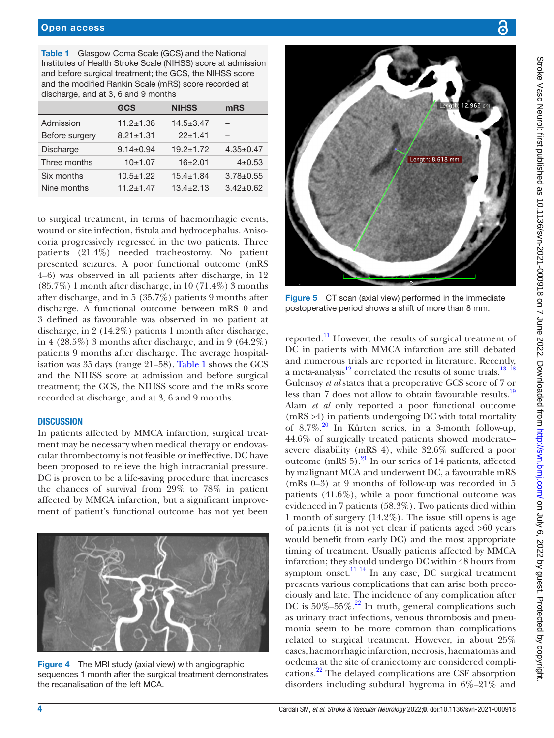Table 1 Glasgow Coma Scale (GCS) and the National Institutes of Health Stroke Scale (NIHSS) score at admission and before surgical treatment; the GCS, the NIHSS score and the modified Rankin Scale (mRS) score recorded at discharge, and at 3, 6 and 9 months

|  | GCS | NIHSS | mRS |
|---|---|---|---|
| Admission | 11.2±1.38 | 14.5±3.47 | – |
| Before surgery | 8.21±1.31 | 22±1.41 | – |
| Discharge | 9.14±0.94 | 19.2±1.72 | 4.35±0.47 |
| Three months | 10±1.07 | 16±2.01 | 4±0.53 |
| Six months | 10.5±1.22 | 15.4±1.84 | 3.78±0.55 |
| Nine months | 11.2±1.47 | 13.4±2.13 | 3.42±0.62 |

to surgical treatment, in terms of haemorrhagic events, wound or site infection, fistula and hydrocephalus. Anisocoria progressively regressed in the two patients. Three patients (21.4%) needed tracheostomy. No patient presented seizures. A poor functional outcome (mRS 4–6) was observed in all patients after discharge, in 12 (85.7%) 1 month after discharge, in 10 (71.4%) 3 months after discharge, and in 5 (35.7%) patients 9 months after discharge. A functional outcome between mRS 0 and 3 defined as favourable was observed in no patient at discharge, in 2 (14.2%) patients 1 month after discharge, in 4 (28.5%) 3 months after discharge, and in 9 (64.2%) patients 9 months after discharge. The average hospitalisation was 35 days (range 21–58). Table 1 shows the GCS and the NIHSS score at admission and before surgical treatment; the GCS, the NIHSS score and the mRs score recorded at discharge, and at 3, 6 and 9 months.

## DISCUSSION

In patients affected by MMCA infarction, surgical treatment may be necessary when medical therapy or endovascular thrombectomy is not feasible or ineffective. DC have been proposed to relieve the high intracranial pressure. DC is proven to be a life-saving procedure that increases the chances of survival from 29% to 78% in patient affected by MMCA infarction, but a significant improvement of patient's functional outcome has not yet been

Figure 4 The MRI study (axial view) with angiographic sequences 1 month after the surgical treatment demonstrates the recanalisation of the left MCA.

Figure 5 CT scan (axial view) performed in the immediate postoperative period shows a shift of more than 8 mm.

reported.[11] However, the results of surgical treatment of DC in patients with MMCA infarction are still debated and numerous trials are reported in literature. Recently, a meta-analysis[12] correlated the results of some trials.[13–18] Gulensoy *et al* states that a preoperative GCS score of 7 or less than 7 does not allow to obtain favourable results.[19] Alam *et al* only reported a poor functional outcome (mRS >4) in patients undergoing DC with total mortality of 8.7%.[20] In Kürten series, in a 3-month follow-up, 44.6% of surgically treated patients showed moderate–severe disability (mRS 4), while 32.6% suffered a poor outcome (mRS 5).[21] In our series of 14 patients, affected by malignant MCA infarction and underwent DC, a favourable mRS (mRs 0–3) at 9 months of follow-up was recorded in 5 patients (41.6%), while a poor functional outcome was evidenced in 7 patients (58.3%). Two patients died within 1 month of surgery (14.2%). The issue still opens is age of patients (it is not yet clear if patients aged >60 years would benefit from early DC) and the most appropriate timing of treatment. Usually patients affected by MMCA infarction; they should undergo DC within 48 hours from symptom onset.[11 14] In any case, DC surgical treatment presents various complications that can arise both precociously and late. The incidence of any complication after DC is 50%–55%.[22] In truth, general complications such as urinary tract infections, venous thrombosis and pneumonia seem to be more common than complications related to surgical treatment. However, in about 25% cases, haemorrhagic infarction, necrosis, haematomas and oedema at the site of craniectomy are considered complications.[22] The delayed complications are CSF absorption disorders including subdural hygroma in 6%–21% and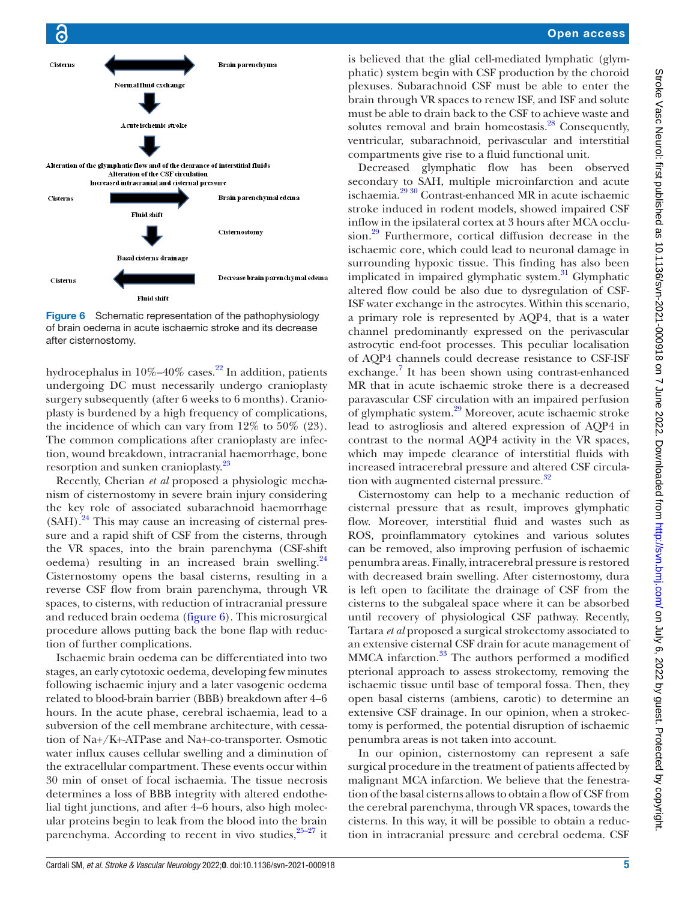Cisterns | Brain parenchyma

Normal fluid exchange

Acute ischemic stroke

Alteration of the glymphatic flow and of the clearance of interstitial fluids
Alteration of the CSF circulation
Increased intracranial and cisternal pressure

Cisterns | Brain parenchymal edema

Fluid shift

Cisternostomy

Basal cisterns drainage

Cisterns | Decrease brain parenchymal edema

Fluid shift

**Figure 6** Schematic representation of the pathophysiology of brain oedema in acute ischaemic stroke and its decrease after cisternostomy.

hydrocephalus in 10%–40% cases.[22] In addition, patients undergoing DC must necessarily undergo cranioplasty surgery subsequently (after 6 weeks to 6 months). Cranioplasty is burdened by a high frequency of complications, the incidence of which can vary from 12% to 50% (23). The common complications after cranioplasty are infection, wound breakdown, intracranial haemorrhage, bone resorption and sunken cranioplasty.[23]

Recently, Cherian *et al* proposed a physiologic mechanism of cisternostomy in severe brain injury considering the key role of associated subarachnoid haemorrhage (SAH).[24] This may cause an increasing of cisternal pressure and a rapid shift of CSF from the cisterns, through the VR spaces, into the brain parenchyma (CSF-shift oedema) resulting in an increased brain swelling.[24] Cisternostomy opens the basal cisterns, resulting in a reverse CSF flow from brain parenchyma, through VR spaces, to cisterns, with reduction of intracranial pressure and reduced brain oedema (figure 6). This microsurgical procedure allows putting back the bone flap with reduction of further complications.

Ischaemic brain oedema can be differentiated into two stages, an early cytotoxic oedema, developing few minutes following ischaemic injury and a later vasogenic oedema related to blood-brain barrier (BBB) breakdown after 4–6 hours. In the acute phase, cerebral ischaemia, lead to a subversion of the cell membrane architecture, with cessation of $Na^{+}/K^{+}$-ATPase and $Na^{+}$-co-transporter. Osmotic water influx causes cellular swelling and a diminution of the extracellular compartment. These events occur within 30 min of onset of focal ischaemia. The tissue necrosis determines a loss of BBB integrity with altered endothelial tight junctions, and after 4–6 hours, also high molecular proteins begin to leak from the blood into the brain parenchyma. According to recent in vivo studies,[25–27] it is believed that the glial cell-mediated lymphatic (glymphatic) system begin with CSF production by the choroid plexuses. Subarachnoid CSF must be able to enter the brain through VR spaces to renew ISF, and ISF and solute must be able to drain back to the CSF to achieve waste and solutes removal and brain homeostasis.[28] Consequently, ventricular, subarachnoid, perivascular and interstitial compartments give rise to a fluid functional unit.

Decreased glymphatic flow has been observed secondary to SAH, multiple microinfarction and acute ischaemia.[29 30] Contrast-enhanced MR in acute ischaemic stroke induced in rodent models, showed impaired CSF inflow in the ipsilateral cortex at 3 hours after MCA occlusion.[29] Furthermore, cortical diffusion decrease in the ischaemic core, which could lead to neuronal damage in surrounding hypoxic tissue. This finding has also been implicated in impaired glymphatic system.[31] Glymphatic altered flow could be also due to dysregulation of CSF-ISF water exchange in the astrocytes. Within this scenario, a primary role is represented by AQP4, that is a water channel predominantly expressed on the perivascular astrocytic end-foot processes. This peculiar localisation of AQP4 channels could decrease resistance to CSF-ISF exchange.[7] It has been shown using contrast-enhanced MR that in acute ischaemic stroke there is a decreased paravascular CSF circulation with an impaired perfusion of glymphatic system.[29] Moreover, acute ischaemic stroke lead to astrogliosis and altered expression of AQP4 in contrast to the normal AQP4 activity in the VR spaces, which may impede clearance of interstitial fluids with increased intracerebral pressure and altered CSF circulation with augmented cisternal pressure.[32]

Cisternostomy can help to a mechanic reduction of cisternal pressure that as result, improves glymphatic flow. Moreover, interstitial fluid and wastes such as ROS, proinflammatory cytokines and various solutes can be removed, also improving perfusion of ischaemic penumbra areas. Finally, intracerebral pressure is restored with decreased brain swelling. After cisternostomy, dura is left open to facilitate the drainage of CSF from the cisterns to the subgaleal space where it can be absorbed until recovery of physiological CSF pathway. Recently, Tartara *et al* proposed a surgical strokectomy associated to an extensive cisternal CSF drain for acute management of MMCA infarction.[33] The authors performed a modified pterional approach to assess strokectomy, removing the ischaemic tissue until base of temporal fossa. Then, they open basal cisterns (ambiens, carotic) to determine an extensive CSF drainage. In our opinion, when a strokectomy is performed, the potential disruption of ischaemic penumbra areas is not taken into account.

In our opinion, cisternostomy can represent a safe surgical procedure in the treatment of patients affected by malignant MCA infarction. We believe that the fenestration of the basal cisterns allows to obtain a flow of CSF from the cerebral parenchyma, through VR spaces, towards the cisterns. In this way, it will be possible to obtain a reduction in intracranial pressure and cerebral oedema. CSF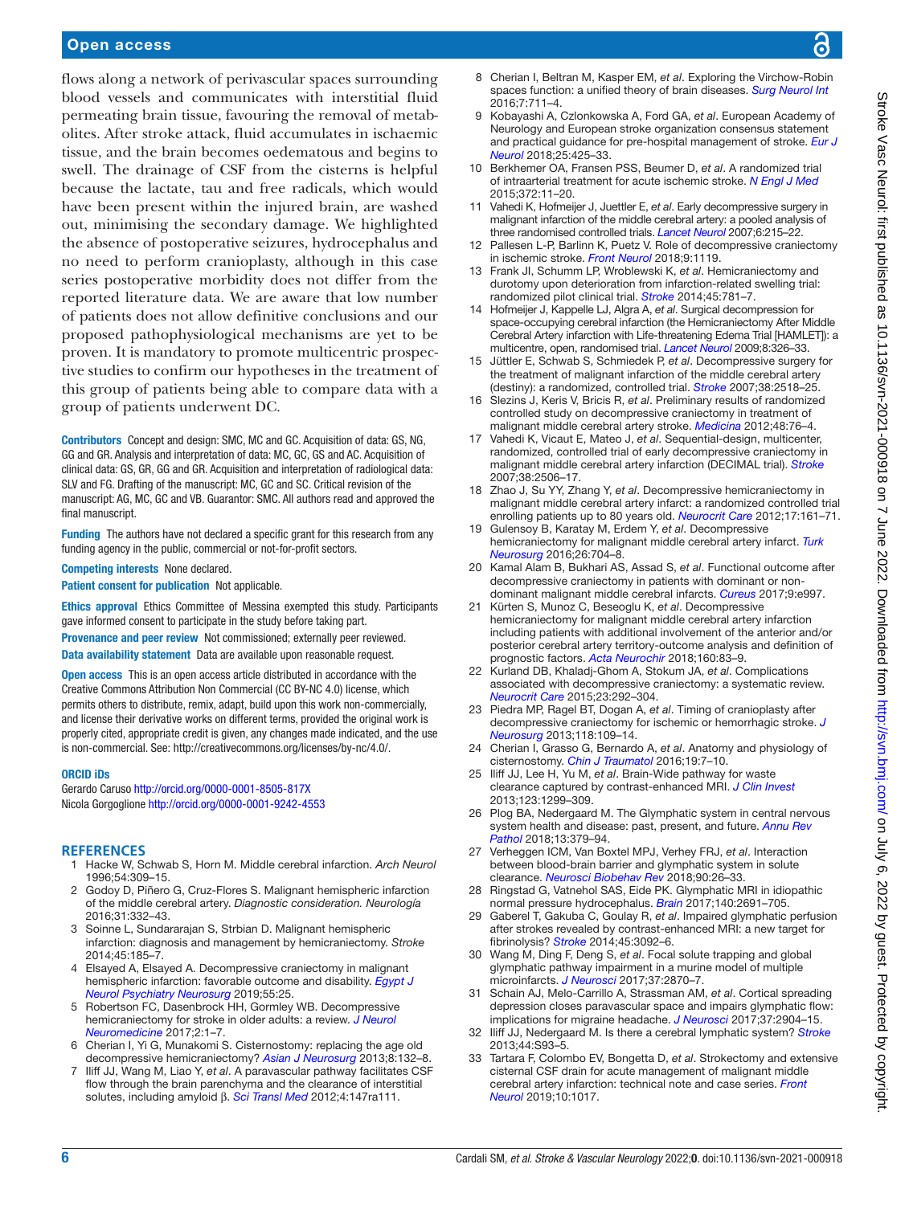flows along a network of perivascular spaces surrounding blood vessels and communicates with interstitial fluid permeating brain tissue, favouring the removal of metabolites. After stroke attack, fluid accumulates in ischaemic tissue, and the brain becomes oedematous and begins to swell. The drainage of CSF from the cisterns is helpful because the lactate, tau and free radicals, which would have been present within the injured brain, are washed out, minimising the secondary damage. We highlighted the absence of postoperative seizures, hydrocephalus and no need to perform cranioplasty, although in this case series postoperative morbidity does not differ from the reported literature data. We are aware that low number of patients does not allow definitive conclusions and our proposed pathophysiological mechanisms are yet to be proven. It is mandatory to promote multicentric prospective studies to confirm our hypotheses in the treatment of this group of patients being able to compare data with a group of patients underwent DC.

**Contributors** Concept and design: SMC, MC and GC. Acquisition of data: GS, NG, GG and GR. Analysis and interpretation of data: MC, GC, GS and AC. Acquisition of clinical data: GS, GR, GG and GR. Acquisition and interpretation of radiological data: SLV and FG. Drafting of the manuscript: MC, GC and SC. Critical revision of the manuscript: AG, MC, GC and VB. Guarantor: SMC. All authors read and approved the final manuscript.

**Funding** The authors have not declared a specific grant for this research from any funding agency in the public, commercial or not-for-profit sectors.

**Competing interests** None declared.

**Patient consent for publication** Not applicable.

**Ethics approval** Ethics Committee of Messina exempted this study. Participants gave informed consent to participate in the study before taking part.

**Provenance and peer review** Not commissioned; externally peer reviewed.

**Data availability statement** Data are available upon reasonable request.

**Open access** This is an open access article distributed in accordance with the Creative Commons Attribution Non Commercial (CC BY-NC 4.0) license, which permits others to distribute, remix, adapt, build upon this work non-commercially, and license their derivative works on different terms, provided the original work is properly cited, appropriate credit is given, any changes made indicated, and the use is non-commercial. See: http://creativecommons.org/licenses/by-nc/4.0/.

**ORCID iDs**

Gerardo Caruso http://orcid.org/0000-0001-8505-817X
Nicola Gorgoglione http://orcid.org/0000-0001-9242-4553

## REFERENCES

1. Hacke W, Schwab S, Horn M. Middle cerebral infarction. *Arch Neurol* 1996;54:309–15.
2. Godoy D, Piñero G, Cruz-Flores S. Malignant hemispheric infarction of the middle cerebral artery. *Diagnostic consideration. Neurología* 2016;31:332–43.
3. Soinne L, Sundararajan S, Strbian D. Malignant hemispheric infarction: diagnosis and management by hemicraniectomy. *Stroke* 2014;45:185–7.
4. Elsayed A, Elsayed A. Decompressive craniectomy in malignant hemispheric infarction: favorable outcome and disability. *Egypt J Neurol Psychiatry Neurosurg* 2019;55:25.
5. Robertson FC, Dasenbrock HH, Gormley WB. Decompressive hemicraniectomy for stroke in older adults: a review. *J Neurol Neuromedicine* 2017;2:1–7.
6. Cherian I, Yi G, Munakomi S. Cisternostomy: replacing the age old decompressive hemicraniectomy? *Asian J Neurosurg* 2013;8:132–8.
7. Iliff JJ, Wang M, Liao Y, *et al*. A paravascular pathway facilitates CSF flow through the brain parenchyma and the clearance of interstitial solutes, including amyloid β. *Sci Transl Med* 2012;4:147ra111.
8. Cherian I, Beltran M, Kasper EM, *et al*. Exploring the Virchow-Robin spaces function: a unified theory of brain diseases. *Surg Neurol Int* 2016;7:711–4.
9. Kobayashi A, Czlonkowska A, Ford GA, *et al*. European Academy of Neurology and European stroke organization consensus statement and practical guidance for pre-hospital management of stroke. *Eur J Neurol* 2018;25:425–33.
10. Berkhemer OA, Fransen PSS, Beumer D, *et al*. A randomized trial of intraarterial treatment for acute ischemic stroke. *N Engl J Med* 2015;372:11–20.
11. Vahedi K, Hofmeijer J, Juettler E, *et al*. Early decompressive surgery in malignant infarction of the middle cerebral artery: a pooled analysis of three randomised controlled trials. *Lancet Neurol* 2007;6:215–22.
12. Pallesen L-P, Barlinn K, Puetz V. Role of decompressive craniectomy in ischemic stroke. *Front Neurol* 2018;9:1119.
13. Frank JI, Schumm LP, Wroblewski K, *et al*. Hemicraniectomy and durotomy upon deterioration from infarction-related swelling trial: randomized pilot clinical trial. *Stroke* 2014;45:781–7.
14. Hofmeijer J, Kappelle LJ, Algra A, *et al*. Surgical decompression for space-occupying cerebral infarction (the Hemicraniectomy After Middle Cerebral Artery infarction with Life-threatening Edema Trial [HAMLET]): a multicentre, open, randomised trial. *Lancet Neurol* 2009;8:326–33.
15. Jüttler E, Schwab S, Schmiedek P, *et al*. Decompressive surgery for the treatment of malignant infarction of the middle cerebral artery (destiny): a randomized, controlled trial. *Stroke* 2007;38:2518–25.
16. Slezins J, Keris V, Bricis R, *et al*. Preliminary results of randomized controlled study on decompressive craniectomy in treatment of malignant middle cerebral artery stroke. *Medicina* 2012;48:76–4.
17. Vahedi K, Vicaut E, Mateo J, *et al*. Sequential-design, multicenter, randomized, controlled trial of early decompressive craniectomy in malignant middle cerebral artery infarction (DECIMAL trial). *Stroke* 2007;38:2506–17.
18. Zhao J, Su YY, Zhang Y, *et al*. Decompressive hemicraniectomy in malignant middle cerebral artery infarct: a randomized controlled trial enrolling patients up to 80 years old. *Neurocrit Care* 2012;17:161–71.
19. Gulensoy B, Karatay M, Erdem Y, *et al*. Decompressive hemicraniectomy for malignant middle cerebral artery infarct. *Turk Neurosurg* 2016;26:704–8.
20. Kamal Alam B, Bukhari AS, Assad S, *et al*. Functional outcome after decompressive craniectomy in patients with dominant or non-dominant malignant middle cerebral infarcts. *Cureus* 2017;9:e997.
21. Kürten S, Munoz C, Beseoglu K, *et al*. Decompressive hemicraniectomy for malignant middle cerebral artery infarction including patients with additional involvement of the anterior and/or posterior cerebral artery territory-outcome analysis and definition of prognostic factors. *Acta Neurochir* 2018;160:83–9.
22. Kurland DB, Khaladj-Ghom A, Stokum JA, *et al*. Complications associated with decompressive craniectomy: a systematic review. *Neurocrit Care* 2015;23:292–304.
23. Piedra MP, Ragel BT, Dogan A, *et al*. Timing of cranioplasty after decompressive craniectomy for ischemic or hemorrhagic stroke. *J Neurosurg* 2013;118:109–14.
24. Cherian I, Grasso G, Bernardo A, *et al*. Anatomy and physiology of cisternostomy. *Chin J Traumatol* 2016;19:7–10.
25. Iliff JJ, Lee H, Yu M, *et al*. Brain-Wide pathway for waste clearance captured by contrast-enhanced MRI. *J Clin Invest* 2013;123:1299–309.
26. Plog BA, Nedergaard M. The Glymphatic system in central nervous system health and disease: past, present, and future. *Annu Rev Pathol* 2018;13:379–94.
27. Verheggen ICM, Van Boxtel MPJ, Verhey FRJ, *et al*. Interaction between blood-brain barrier and glymphatic system in solute clearance. *Neurosci Biobehav Rev* 2018;90:26–33.
28. Ringstad G, Vatnehol SAS, Eide PK. Glymphatic MRI in idiopathic normal pressure hydrocephalus. *Brain* 2017;140:2691–705.
29. Gaberel T, Gakuba C, Goulay R, *et al*. Impaired glymphatic perfusion after strokes revealed by contrast-enhanced MRI: a new target for fibrinolysis? *Stroke* 2014;45:3092–6.
30. Wang M, Ding F, Deng S, *et al*. Focal solute trapping and global glymphatic pathway impairment in a murine model of multiple microinfarcts. *J Neurosci* 2017;37:2870–7.
31. Schain AJ, Melo-Carrillo A, Strassman AM, *et al*. Cortical spreading depression closes paravascular space and impairs glymphatic flow: implications for migraine headache. *J Neurosci* 2017;37:2904–15.
32. Iliff JJ, Nedergaard M. Is there a cerebral lymphatic system? *Stroke* 2013;44:S93–5.
33. Tartara F, Colombo EV, Bongetta D, *et al*. Strokectomy and extensive cisternal CSF drain for acute management of malignant middle cerebral artery infarction: technical note and case series. *Front Neurol* 2019;10:1017.